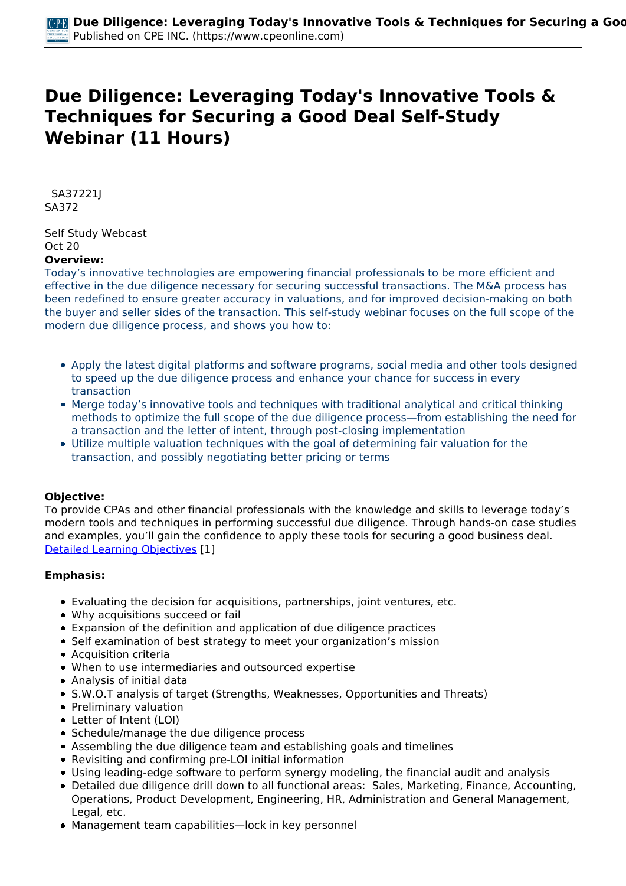# Due Diligence: Leveraging Today's Innovative Tools & Techniques for Securing a Good Deal Self-Study Webinar (11 Hours)

SA37221J
SA372

Self Study Webcast
Oct 20

**Overview:**

Today's innovative technologies are empowering financial professionals to be more efficient and effective in the due diligence necessary for securing successful transactions. The M&A process has been redefined to ensure greater accuracy in valuations, and for improved decision-making on both the buyer and seller sides of the transaction. This self-study webinar focuses on the full scope of the modern due diligence process, and shows you how to:

- Apply the latest digital platforms and software programs, social media and other tools designed to speed up the due diligence process and enhance your chance for success in every transaction
- Merge today's innovative tools and techniques with traditional analytical and critical thinking methods to optimize the full scope of the due diligence process—from establishing the need for a transaction and the letter of intent, through post-closing implementation
- Utilize multiple valuation techniques with the goal of determining fair valuation for the transaction, and possibly negotiating better pricing or terms

**Objective:**

To provide CPAs and other financial professionals with the knowledge and skills to leverage today's modern tools and techniques in performing successful due diligence. Through hands-on case studies and examples, you'll gain the confidence to apply these tools for securing a good business deal.
Detailed Learning Objectives [1]

**Emphasis:**

- Evaluating the decision for acquisitions, partnerships, joint ventures, etc.
- Why acquisitions succeed or fail
- Expansion of the definition and application of due diligence practices
- Self examination of best strategy to meet your organization's mission
- Acquisition criteria
- When to use intermediaries and outsourced expertise
- Analysis of initial data
- S.W.O.T analysis of target (Strengths, Weaknesses, Opportunities and Threats)
- Preliminary valuation
- Letter of Intent (LOI)
- Schedule/manage the due diligence process
- Assembling the due diligence team and establishing goals and timelines
- Revisiting and confirming pre-LOI initial information
- Using leading-edge software to perform synergy modeling, the financial audit and analysis
- Detailed due diligence drill down to all functional areas: Sales, Marketing, Finance, Accounting, Operations, Product Development, Engineering, HR, Administration and General Management, Legal, etc.
- Management team capabilities—lock in key personnel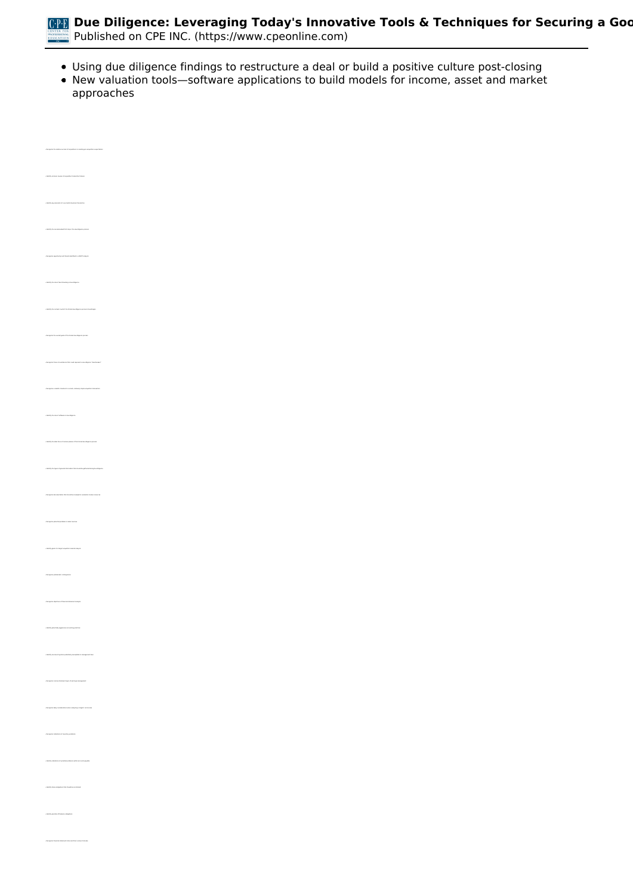- Using due diligence findings to restructure a deal or build a positive culture post-closing
- New valuation tools—software applications to build models for income, asset and market approaches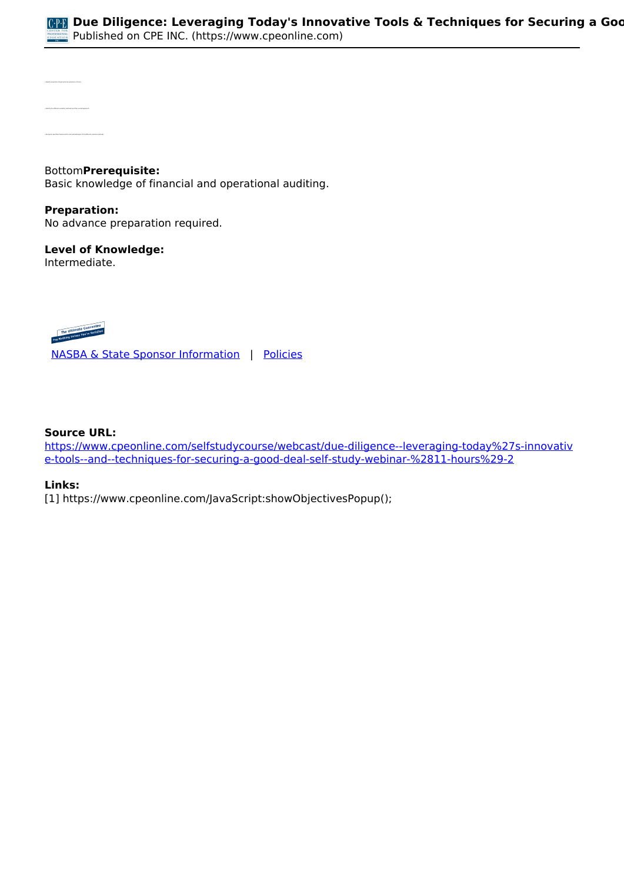BottomPrerequisite:

**Prerequisite:**
Basic knowledge of financial and operational auditing.

**Preparation:**
No advance preparation required.

**Level of Knowledge:**
Intermediate.

[NASBA & State Sponsor Information](#) | [Policies](#)

**Source URL:**
https://www.cpeonline.com/selfstudycourse/webcast/due-diligence--leveraging-today%27s-innovative-tools--and--techniques-for-securing-a-good-deal-self-study-webinar-%2811-hours%29-2

**Links:**
[1] https://www.cpeonline.com/JavaScript:showObjectivesPopup();